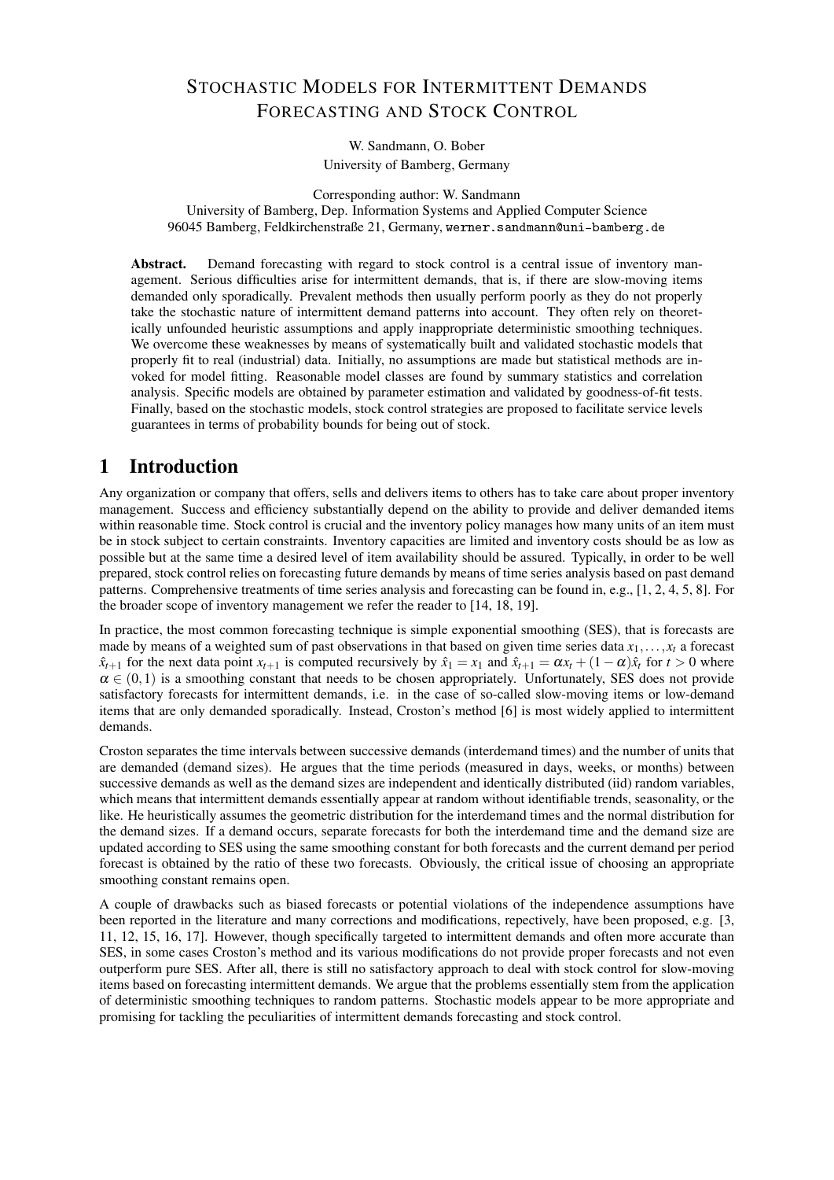# Stochastic Models for Intermittent Demands Forecasting and Stock Control

W. Sandmann, O. Bober
University of Bamberg, Germany

Corresponding author: W. Sandmann
University of Bamberg, Dep. Information Systems and Applied Computer Science
96045 Bamberg, Feldkirchenstraße 21, Germany, werner.sandmann@uni-bamberg.de

**Abstract.** Demand forecasting with regard to stock control is a central issue of inventory management. Serious difficulties arise for intermittent demands, that is, if there are slow-moving items demanded only sporadically. Prevalent methods then usually perform poorly as they do not properly take the stochastic nature of intermittent demand patterns into account. They often rely on theoretically unfounded heuristic assumptions and apply inappropriate deterministic smoothing techniques. We overcome these weaknesses by means of systematically built and validated stochastic models that properly fit to real (industrial) data. Initially, no assumptions are made but statistical methods are invoked for model fitting. Reasonable model classes are found by summary statistics and correlation analysis. Specific models are obtained by parameter estimation and validated by goodness-of-fit tests. Finally, based on the stochastic models, stock control strategies are proposed to facilitate service levels guarantees in terms of probability bounds for being out of stock.

## 1 Introduction

Any organization or company that offers, sells and delivers items to others has to take care about proper inventory management. Success and efficiency substantially depend on the ability to provide and deliver demanded items within reasonable time. Stock control is crucial and the inventory policy manages how many units of an item must be in stock subject to certain constraints. Inventory capacities are limited and inventory costs should be as low as possible but at the same time a desired level of item availability should be assured. Typically, in order to be well prepared, stock control relies on forecasting future demands by means of time series analysis based on past demand patterns. Comprehensive treatments of time series analysis and forecasting can be found in, e.g., [1, 2, 4, 5, 8]. For the broader scope of inventory management we refer the reader to [14, 18, 19].

In practice, the most common forecasting technique is simple exponential smoothing (SES), that is forecasts are made by means of a weighted sum of past observations in that based on given time series data $x_1, \ldots, x_t$ a forecast $\hat{x}_{t+1}$ for the next data point $x_{t+1}$ is computed recursively by $\hat{x}_1 = x_1$ and $\hat{x}_{t+1} = \alpha x_t + (1-\alpha)\hat{x}_t$ for $t > 0$ where $\alpha \in (0,1)$ is a smoothing constant that needs to be chosen appropriately. Unfortunately, SES does not provide satisfactory forecasts for intermittent demands, i.e. in the case of so-called slow-moving items or low-demand items that are only demanded sporadically. Instead, Croston's method [6] is most widely applied to intermittent demands.

Croston separates the time intervals between successive demands (interdemand times) and the number of units that are demanded (demand sizes). He argues that the time periods (measured in days, weeks, or months) between successive demands as well as the demand sizes are independent and identically distributed (iid) random variables, which means that intermittent demands essentially appear at random without identifiable trends, seasonality, or the like. He heuristically assumes the geometric distribution for the interdemand times and the normal distribution for the demand sizes. If a demand occurs, separate forecasts for both the interdemand time and the demand size are updated according to SES using the same smoothing constant for both forecasts and the current demand per period forecast is obtained by the ratio of these two forecasts. Obviously, the critical issue of choosing an appropriate smoothing constant remains open.

A couple of drawbacks such as biased forecasts or potential violations of the independence assumptions have been reported in the literature and many corrections and modifications, repectively, have been proposed, e.g. [3, 11, 12, 15, 16, 17]. However, though specifically targeted to intermittent demands and often more accurate than SES, in some cases Croston's method and its various modifications do not provide proper forecasts and not even outperform pure SES. After all, there is still no satisfactory approach to deal with stock control for slow-moving items based on forecasting intermittent demands. We argue that the problems essentially stem from the application of deterministic smoothing techniques to random patterns. Stochastic models appear to be more appropriate and promising for tackling the peculiarities of intermittent demands forecasting and stock control.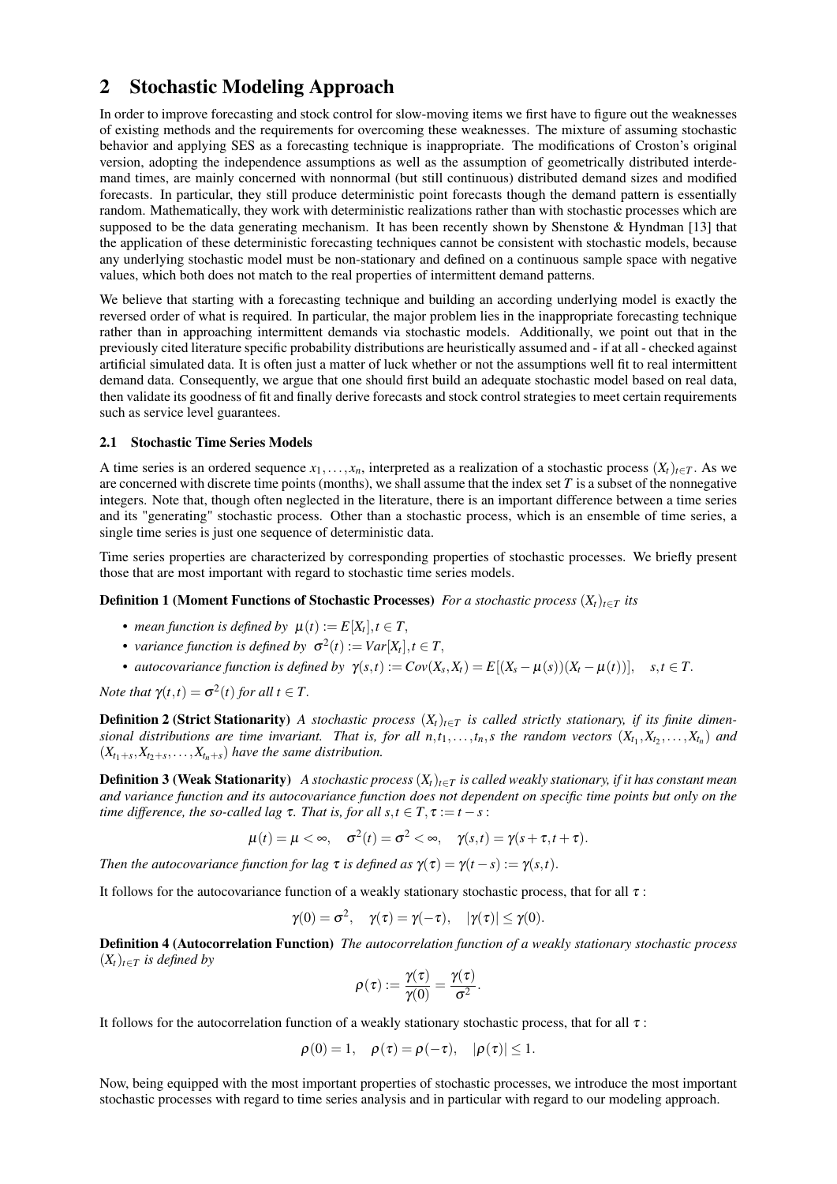## 2 Stochastic Modeling Approach

In order to improve forecasting and stock control for slow-moving items we first have to figure out the weaknesses of existing methods and the requirements for overcoming these weaknesses. The mixture of assuming stochastic behavior and applying SES as a forecasting technique is inappropriate. The modifications of Croston's original version, adopting the independence assumptions as well as the assumption of geometrically distributed interdemand times, are mainly concerned with nonnormal (but still continuous) distributed demand sizes and modified forecasts. In particular, they still produce deterministic point forecasts though the demand pattern is essentially random. Mathematically, they work with deterministic realizations rather than with stochastic processes which are supposed to be the data generating mechanism. It has been recently shown by Shenstone & Hyndman [13] that the application of these deterministic forecasting techniques cannot be consistent with stochastic models, because any underlying stochastic model must be non-stationary and defined on a continuous sample space with negative values, which both does not match to the real properties of intermittent demand patterns.

We believe that starting with a forecasting technique and building an according underlying model is exactly the reversed order of what is required. In particular, the major problem lies in the inappropriate forecasting technique rather than in approaching intermittent demands via stochastic models. Additionally, we point out that in the previously cited literature specific probability distributions are heuristically assumed and - if at all - checked against artificial simulated data. It is often just a matter of luck whether or not the assumptions well fit to real intermittent demand data. Consequently, we argue that one should first build an adequate stochastic model based on real data, then validate its goodness of fit and finally derive forecasts and stock control strategies to meet certain requirements such as service level guarantees.

### 2.1 Stochastic Time Series Models

A time series is an ordered sequence $x_1, \ldots, x_n$, interpreted as a realization of a stochastic process $(X_t)_{t \in T}$. As we are concerned with discrete time points (months), we shall assume that the index set $T$ is a subset of the nonnegative integers. Note that, though often neglected in the literature, there is an important difference between a time series and its "generating" stochastic process. Other than a stochastic process, which is an ensemble of time series, a single time series is just one sequence of deterministic data.

Time series properties are characterized by corresponding properties of stochastic processes. We briefly present those that are most important with regard to stochastic time series models.

**Definition 1 (Moment Functions of Stochastic Processes)** *For a stochastic process $(X_t)_{t \in T}$ its*

- *mean function is defined by* $\mu(t) := E[X_t], t \in T$,
- *variance function is defined by* $\sigma^2(t) := Var[X_t], t \in T$,
- *autocovariance function is defined by* $\gamma(s,t) := Cov(X_s, X_t) = E[(X_s - \mu(s))(X_t - \mu(t))], \quad s,t \in T$.

*Note that $\gamma(t,t) = \sigma^2(t)$ for all $t \in T$.*

**Definition 2 (Strict Stationarity)** *A stochastic process $(X_t)_{t \in T}$ is called strictly stationary, if its finite dimensional distributions are time invariant. That is, for all $n, t_1, \ldots, t_n, s$ the random vectors $(X_{t_1}, X_{t_2}, \ldots, X_{t_n})$ and $(X_{t_1+s}, X_{t_2+s}, \ldots, X_{t_n+s})$ have the same distribution.*

**Definition 3 (Weak Stationarity)** *A stochastic process $(X_t)_{t \in T}$ is called weakly stationary, if it has constant mean and variance function and its autocovariance function does not dependent on specific time points but only on the time difference, the so-called lag $\tau$. That is, for all $s,t \in T, \tau := t - s$ :*

$$\mu(t) = \mu < \infty, \quad \sigma^2(t) = \sigma^2 < \infty, \quad \gamma(s,t) = \gamma(s+\tau, t+\tau).$$

*Then the autocovariance function for lag $\tau$ is defined as $\gamma(\tau) = \gamma(t-s) := \gamma(s,t)$.*

It follows for the autocovariance function of a weakly stationary stochastic process, that for all $\tau$ :

$$\gamma(0) = \sigma^2, \quad \gamma(\tau) = \gamma(-\tau), \quad |\gamma(\tau)| \leq \gamma(0).$$

**Definition 4 (Autocorrelation Function)** *The autocorrelation function of a weakly stationary stochastic process $(X_t)_{t \in T}$ is defined by*

$$\rho(\tau) := \frac{\gamma(\tau)}{\gamma(0)} = \frac{\gamma(\tau)}{\sigma^2}.$$

It follows for the autocorrelation function of a weakly stationary stochastic process, that for all $\tau$ :

$$\rho(0) = 1, \quad \rho(\tau) = \rho(-\tau), \quad |\rho(\tau)| \leq 1.$$

Now, being equipped with the most important properties of stochastic processes, we introduce the most important stochastic processes with regard to time series analysis and in particular with regard to our modeling approach.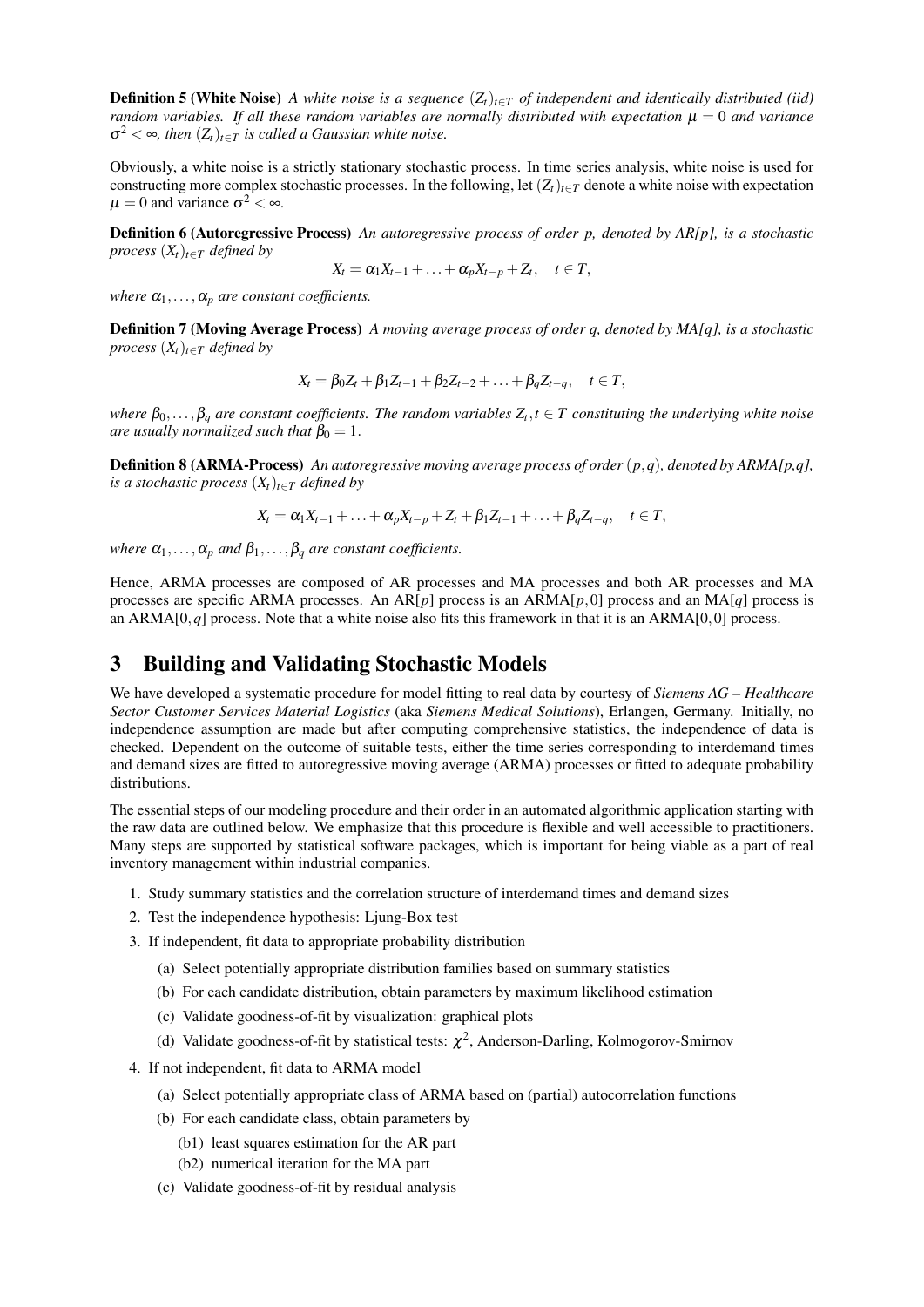**Definition 5 (White Noise)** *A white noise is a sequence $(Z_t)_{t\in T}$ of independent and identically distributed (iid) random variables. If all these random variables are normally distributed with expectation $\mu = 0$ and variance $\sigma^2 < \infty$, then $(Z_t)_{t\in T}$ is called a Gaussian white noise.*

Obviously, a white noise is a strictly stationary stochastic process. In time series analysis, white noise is used for constructing more complex stochastic processes. In the following, let $(Z_t)_{t\in T}$ denote a white noise with expectation $\mu = 0$ and variance $\sigma^2 < \infty$.

**Definition 6 (Autoregressive Process)** *An autoregressive process of order p, denoted by AR[p], is a stochastic process $(X_t)_{t\in T}$ defined by*

$$X_t = \alpha_1 X_{t-1} + \ldots + \alpha_p X_{t-p} + Z_t, \quad t \in T,$$

*where $\alpha_1, \ldots, \alpha_p$ are constant coefficients.*

**Definition 7 (Moving Average Process)** *A moving average process of order q, denoted by MA[q], is a stochastic process $(X_t)_{t\in T}$ defined by*

$$X_t = \beta_0 Z_t + \beta_1 Z_{t-1} + \beta_2 Z_{t-2} + \ldots + \beta_q Z_{t-q}, \quad t \in T,$$

*where $\beta_0, \ldots, \beta_q$ are constant coefficients. The random variables $Z_t, t \in T$ constituting the underlying white noise are usually normalized such that $\beta_0 = 1$.*

**Definition 8 (ARMA-Process)** *An autoregressive moving average process of order $(p,q)$, denoted by ARMA[p,q], is a stochastic process $(X_t)_{t\in T}$ defined by*

$$X_t = \alpha_1 X_{t-1} + \ldots + \alpha_p X_{t-p} + Z_t + \beta_1 Z_{t-1} + \ldots + \beta_q Z_{t-q}, \quad t \in T,$$

*where $\alpha_1, \ldots, \alpha_p$ and $\beta_1, \ldots, \beta_q$ are constant coefficients.*

Hence, ARMA processes are composed of AR processes and MA processes and both AR processes and MA processes are specific ARMA processes. An AR[$p$] process is an ARMA[$p$,0] process and an MA[$q$] process is an ARMA[$0,q$] process. Note that a white noise also fits this framework in that it is an ARMA[$0,0$] process.

# 3 Building and Validating Stochastic Models

We have developed a systematic procedure for model fitting to real data by courtesy of *Siemens AG – Healthcare Sector Customer Services Material Logistics* (aka *Siemens Medical Solutions*), Erlangen, Germany. Initially, no independence assumption are made but after computing comprehensive statistics, the independence of data is checked. Dependent on the outcome of suitable tests, either the time series corresponding to interdemand times and demand sizes are fitted to autoregressive moving average (ARMA) processes or fitted to adequate probability distributions.

The essential steps of our modeling procedure and their order in an automated algorithmic application starting with the raw data are outlined below. We emphasize that this procedure is flexible and well accessible to practitioners. Many steps are supported by statistical software packages, which is important for being viable as a part of real inventory management within industrial companies.

1. Study summary statistics and the correlation structure of interdemand times and demand sizes
2. Test the independence hypothesis: Ljung-Box test
3. If independent, fit data to appropriate probability distribution
   (a) Select potentially appropriate distribution families based on summary statistics
   (b) For each candidate distribution, obtain parameters by maximum likelihood estimation
   (c) Validate goodness-of-fit by visualization: graphical plots
   (d) Validate goodness-of-fit by statistical tests: $\chi^2$, Anderson-Darling, Kolmogorov-Smirnov
4. If not independent, fit data to ARMA model
   (a) Select potentially appropriate class of ARMA based on (partial) autocorrelation functions
   (b) For each candidate class, obtain parameters by
      (b1) least squares estimation for the AR part
      (b2) numerical iteration for the MA part
   (c) Validate goodness-of-fit by residual analysis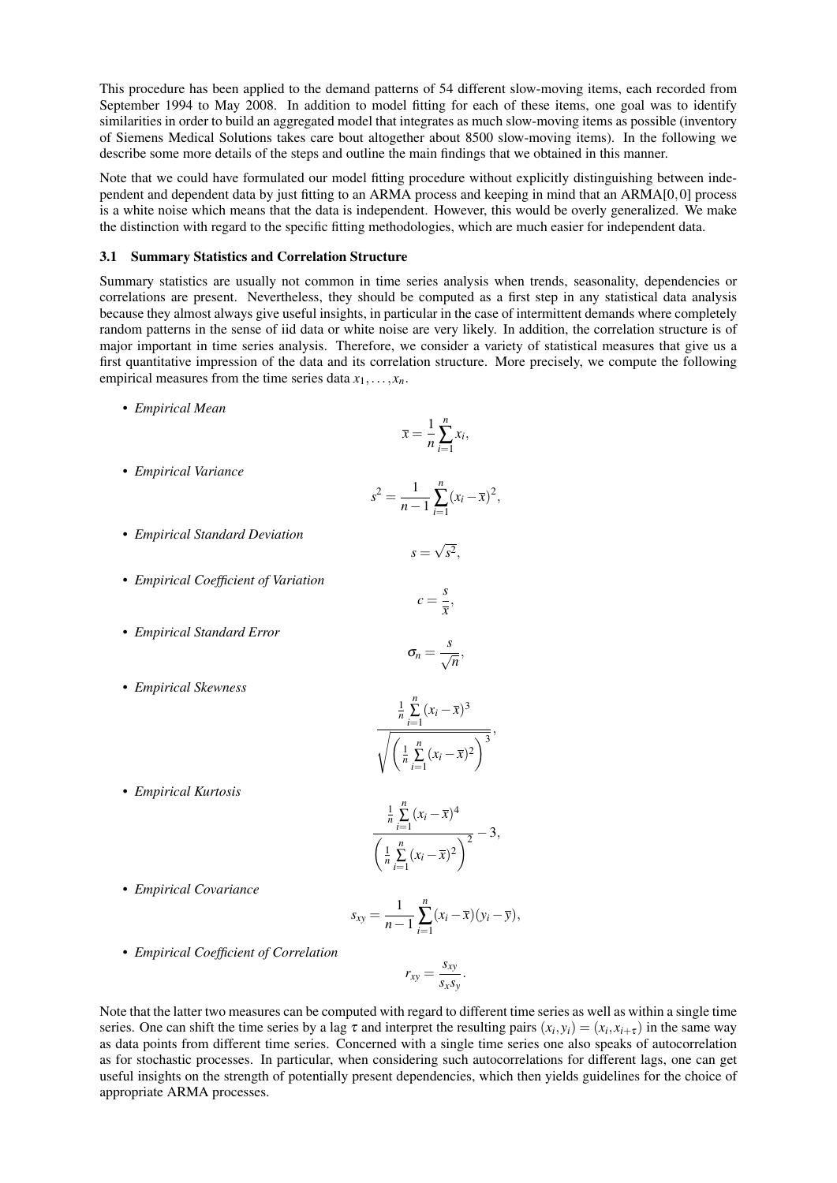This procedure has been applied to the demand patterns of 54 different slow-moving items, each recorded from September 1994 to May 2008. In addition to model fitting for each of these items, one goal was to identify similarities in order to build an aggregated model that integrates as much slow-moving items as possible (inventory of Siemens Medical Solutions takes care bout altogether about 8500 slow-moving items). In the following we describe some more details of the steps and outline the main findings that we obtained in this manner.

Note that we could have formulated our model fitting procedure without explicitly distinguishing between independent and dependent data by just fitting to an ARMA process and keeping in mind that an ARMA[0,0] process is a white noise which means that the data is independent. However, this would be overly generalized. We make the distinction with regard to the specific fitting methodologies, which are much easier for independent data.

### 3.1 Summary Statistics and Correlation Structure

Summary statistics are usually not common in time series analysis when trends, seasonality, dependencies or correlations are present. Nevertheless, they should be computed as a first step in any statistical data analysis because they almost always give useful insights, in particular in the case of intermittent demands where completely random patterns in the sense of iid data or white noise are very likely. In addition, the correlation structure is of major important in time series analysis. Therefore, we consider a variety of statistical measures that give us a first quantitative impression of the data and its correlation structure. More precisely, we compute the following empirical measures from the time series data $x_1, \ldots, x_n$.

- *Empirical Mean*

$$\overline{x} = \frac{1}{n} \sum_{i=1}^{n} x_i,$$

- *Empirical Variance*

$$s^2 = \frac{1}{n-1} \sum_{i=1}^{n} (x_i - \overline{x})^2,$$

- *Empirical Standard Deviation*

$$s = \sqrt{s^2},$$

- *Empirical Coefficient of Variation*

$$c = \frac{s}{\overline{x}},$$

- *Empirical Standard Error*

$$\sigma_n = \frac{s}{\sqrt{n}},$$

- *Empirical Skewness*

$$\frac{\frac{1}{n} \sum_{i=1}^{n} (x_i - \overline{x})^3}{\sqrt{\left( \frac{1}{n} \sum_{i=1}^{n} (x_i - \overline{x})^2 \right)^3}},$$

- *Empirical Kurtosis*

$$\frac{\frac{1}{n} \sum_{i=1}^{n} (x_i - \overline{x})^4}{\left( \frac{1}{n} \sum_{i=1}^{n} (x_i - \overline{x})^2 \right)^2} - 3,$$

- *Empirical Covariance*

$$s_{xy} = \frac{1}{n-1} \sum_{i=1}^{n} (x_i - \overline{x})(y_i - \overline{y}),$$

- *Empirical Coefficient of Correlation*

$$r_{xy} = \frac{s_{xy}}{s_x s_y}.$$

Note that the latter two measures can be computed with regard to different time series as well as within a single time series. One can shift the time series by a lag $\tau$ and interpret the resulting pairs $(x_i, y_i) = (x_i, x_{i+\tau})$ in the same way as data points from different time series. Concerned with a single time series one also speaks of autocorrelation as for stochastic processes. In particular, when considering such autocorrelations for different lags, one can get useful insights on the strength of potentially present dependencies, which then yields guidelines for the choice of appropriate ARMA processes.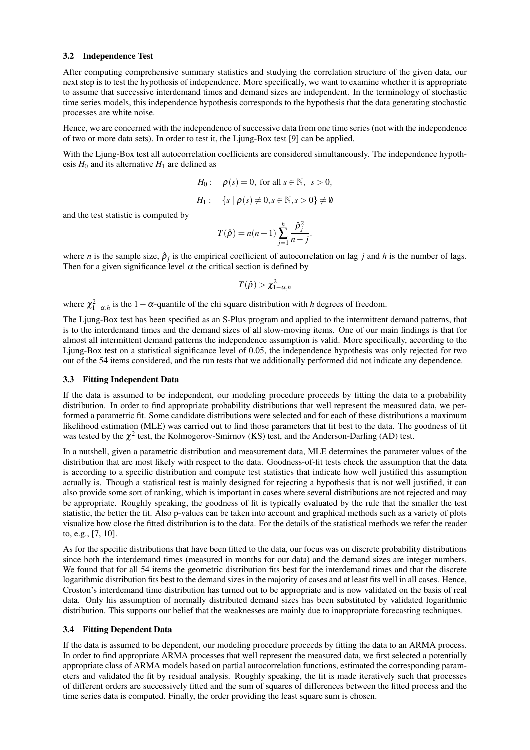### 3.2 Independence Test

After computing comprehensive summary statistics and studying the correlation structure of the given data, our next step is to test the hypothesis of independence. More specifically, we want to examine whether it is appropriate to assume that successive interdemand times and demand sizes are independent. In the terminology of stochastic time series models, this independence hypothesis corresponds to the hypothesis that the data generating stochastic processes are white noise.

Hence, we are concerned with the independence of successive data from one time series (not with the independence of two or more data sets). In order to test it, the Ljung-Box test [9] can be applied.

With the Ljung-Box test all autocorrelation coefficients are considered simultaneously. The independence hypothesis $H_0$ and its alternative $H_1$ are defined as

$$H_0: \quad \rho(s) = 0, \text{ for all } s \in \mathbb{N}, \; s > 0,$$

$$H_1: \quad \{s \mid \rho(s) \neq 0, s \in \mathbb{N}, s > 0\} \neq \emptyset$$

and the test statistic is computed by

$$T(\hat{\rho}) = n(n+1) \sum_{j=1}^{h} \frac{\hat{\rho}_j^2}{n-j}.$$

where $n$ is the sample size, $\hat{\rho}_j$ is the empirical coefficient of autocorrelation on lag $j$ and $h$ is the number of lags. Then for a given significance level $\alpha$ the critical section is defined by

$$T(\hat{\rho}) > \chi^2_{1-\alpha,h}$$

where $\chi^2_{1-\alpha,h}$ is the $1-\alpha$-quantile of the chi square distribution with $h$ degrees of freedom.

The Ljung-Box test has been specified as an S-Plus program and applied to the intermittent demand patterns, that is to the interdemand times and the demand sizes of all slow-moving items. One of our main findings is that for almost all intermittent demand patterns the independence assumption is valid. More specifically, according to the Ljung-Box test on a statistical significance level of 0.05, the independence hypothesis was only rejected for two out of the 54 items considered, and the run tests that we additionally performed did not indicate any dependence.

### 3.3 Fitting Independent Data

If the data is assumed to be independent, our modeling procedure proceeds by fitting the data to a probability distribution. In order to find appropriate probability distributions that well represent the measured data, we performed a parametric fit. Some candidate distributions were selected and for each of these distributions a maximum likelihood estimation (MLE) was carried out to find those parameters that fit best to the data. The goodness of fit was tested by the $\chi^2$ test, the Kolmogorov-Smirnov (KS) test, and the Anderson-Darling (AD) test.

In a nutshell, given a parametric distribution and measurement data, MLE determines the parameter values of the distribution that are most likely with respect to the data. Goodness-of-fit tests check the assumption that the data is according to a specific distribution and compute test statistics that indicate how well justified this assumption actually is. Though a statistical test is mainly designed for rejecting a hypothesis that is not well justified, it can also provide some sort of ranking, which is important in cases where several distributions are not rejected and may be appropriate. Roughly speaking, the goodness of fit is typically evaluated by the rule that the smaller the test statistic, the better the fit. Also p-values can be taken into account and graphical methods such as a variety of plots visualize how close the fitted distribution is to the data. For the details of the statistical methods we refer the reader to, e.g., [7, 10].

As for the specific distributions that have been fitted to the data, our focus was on discrete probability distributions since both the interdemand times (measured in months for our data) and the demand sizes are integer numbers. We found that for all 54 items the geometric distribution fits best for the interdemand times and that the discrete logarithmic distribution fits best to the demand sizes in the majority of cases and at least fits well in all cases. Hence, Croston's interdemand time distribution has turned out to be appropriate and is now validated on the basis of real data. Only his assumption of normally distributed demand sizes has been substituted by validated logarithmic distribution. This supports our belief that the weaknesses are mainly due to inappropriate forecasting techniques.

### 3.4 Fitting Dependent Data

If the data is assumed to be dependent, our modeling procedure proceeds by fitting the data to an ARMA process. In order to find appropriate ARMA processes that well represent the measured data, we first selected a potentially appropriate class of ARMA models based on partial autocorrelation functions, estimated the corresponding parameters and validated the fit by residual analysis. Roughly speaking, the fit is made iteratively such that processes of different orders are successively fitted and the sum of squares of differences between the fitted process and the time series data is computed. Finally, the order providing the least square sum is chosen.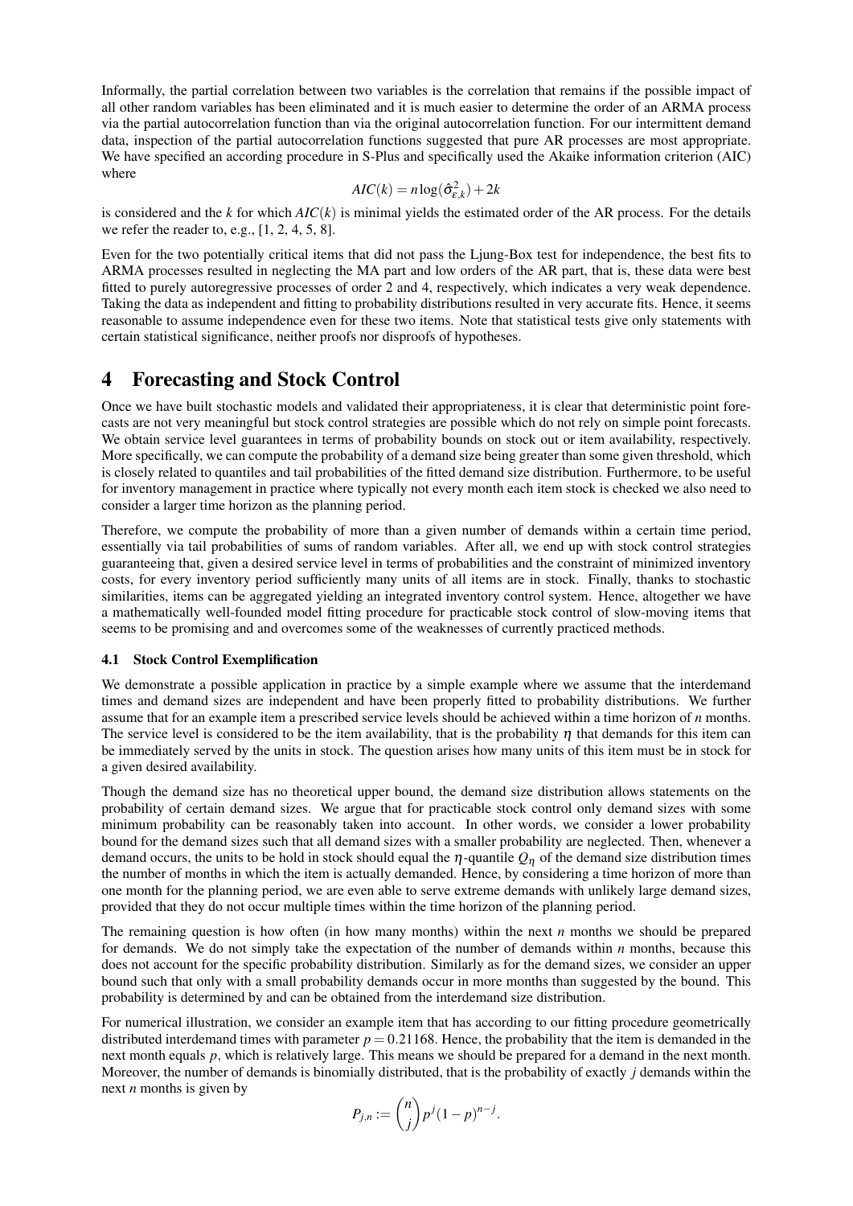Informally, the partial correlation between two variables is the correlation that remains if the possible impact of all other random variables has been eliminated and it is much easier to determine the order of an ARMA process via the partial autocorrelation function than via the original autocorrelation function. For our intermittent demand data, inspection of the partial autocorrelation functions suggested that pure AR processes are most appropriate. We have specified an according procedure in S-Plus and specifically used the Akaike information criterion (AIC) where

$$AIC(k) = n\log(\hat{\sigma}^2_{\varepsilon,k}) + 2k$$

is considered and the $k$ for which $AIC(k)$ is minimal yields the estimated order of the AR process. For the details we refer the reader to, e.g., [1, 2, 4, 5, 8].

Even for the two potentially critical items that did not pass the Ljung-Box test for independence, the best fits to ARMA processes resulted in neglecting the MA part and low orders of the AR part, that is, these data were best fitted to purely autoregressive processes of order 2 and 4, respectively, which indicates a very weak dependence. Taking the data as independent and fitting to probability distributions resulted in very accurate fits. Hence, it seems reasonable to assume independence even for these two items. Note that statistical tests give only statements with certain statistical significance, neither proofs nor disproofs of hypotheses.

# 4 Forecasting and Stock Control

Once we have built stochastic models and validated their appropriateness, it is clear that deterministic point forecasts are not very meaningful but stock control strategies are possible which do not rely on simple point forecasts. We obtain service level guarantees in terms of probability bounds on stock out or item availability, respectively. More specifically, we can compute the probability of a demand size being greater than some given threshold, which is closely related to quantiles and tail probabilities of the fitted demand size distribution. Furthermore, to be useful for inventory management in practice where typically not every month each item stock is checked we also need to consider a larger time horizon as the planning period.

Therefore, we compute the probability of more than a given number of demands within a certain time period, essentially via tail probabilities of sums of random variables. After all, we end up with stock control strategies guaranteeing that, given a desired service level in terms of probabilities and the constraint of minimized inventory costs, for every inventory period sufficiently many units of all items are in stock. Finally, thanks to stochastic similarities, items can be aggregated yielding an integrated inventory control system. Hence, altogether we have a mathematically well-founded model fitting procedure for practicable stock control of slow-moving items that seems to be promising and and overcomes some of the weaknesses of currently practiced methods.

## 4.1 Stock Control Exemplification

We demonstrate a possible application in practice by a simple example where we assume that the interdemand times and demand sizes are independent and have been properly fitted to probability distributions. We further assume that for an example item a prescribed service levels should be achieved within a time horizon of $n$ months. The service level is considered to be the item availability, that is the probability $\eta$ that demands for this item can be immediately served by the units in stock. The question arises how many units of this item must be in stock for a given desired availability.

Though the demand size has no theoretical upper bound, the demand size distribution allows statements on the probability of certain demand sizes. We argue that for practicable stock control only demand sizes with some minimum probability can be reasonably taken into account. In other words, we consider a lower probability bound for the demand sizes such that all demand sizes with a smaller probability are neglected. Then, whenever a demand occurs, the units to be hold in stock should equal the $\eta$-quantile $Q_\eta$ of the demand size distribution times the number of months in which the item is actually demanded. Hence, by considering a time horizon of more than one month for the planning period, we are even able to serve extreme demands with unlikely large demand sizes, provided that they do not occur multiple times within the time horizon of the planning period.

The remaining question is how often (in how many months) within the next $n$ months we should be prepared for demands. We do not simply take the expectation of the number of demands within $n$ months, because this does not account for the specific probability distribution. Similarly as for the demand sizes, we consider an upper bound such that only with a small probability demands occur in more months than suggested by the bound. This probability is determined by and can be obtained from the interdemand size distribution.

For numerical illustration, we consider an example item that has according to our fitting procedure geometrically distributed interdemand times with parameter $p = 0.21168$. Hence, the probability that the item is demanded in the next month equals $p$, which is relatively large. This means we should be prepared for a demand in the next month. Moreover, the number of demands is binomially distributed, that is the probability of exactly $j$ demands within the next $n$ months is given by

$$P_{j,n} := \binom{n}{j} p^j (1-p)^{n-j}.$$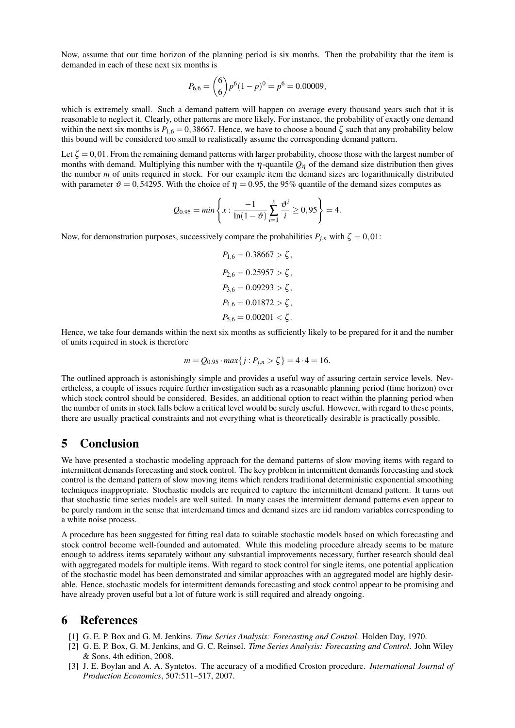Now, assume that our time horizon of the planning period is six months. Then the probability that the item is demanded in each of these next six months is

$$P_{6,6} = \binom{6}{6} p^6 (1-p)^0 = p^6 = 0.00009,$$

which is extremely small. Such a demand pattern will happen on average every thousand years such that it is reasonable to neglect it. Clearly, other patterns are more likely. For instance, the probability of exactly one demand within the next six months is $P_{1,6} = 0,38667$. Hence, we have to choose a bound $\zeta$ such that any probability below this bound will be considered too small to realistically assume the corresponding demand pattern.

Let $\zeta = 0,01$. From the remaining demand patterns with larger probability, choose those with the largest number of months with demand. Multiplying this number with the $\eta$-quantile $Q_\eta$ of the demand size distribution then gives the number $m$ of units required in stock. For our example item the demand sizes are logarithmically distributed with parameter $\vartheta = 0,54295$. With the choice of $\eta = 0.95$, the 95% quantile of the demand sizes computes as

$$Q_{0.95} = min\left\{ x : \frac{-1}{\ln(1-\vartheta)} \sum_{i=1}^{x} \frac{\vartheta^i}{i} \geq 0,95 \right\} = 4.$$

Now, for demonstration purposes, successively compare the probabilities $P_{j,n}$ with $\zeta = 0,01$:

$$P_{1,6} = 0.38667 > \zeta,$$
$$P_{2,6} = 0.25957 > \zeta,$$
$$P_{3,6} = 0.09293 > \zeta,$$
$$P_{4,6} = 0.01872 > \zeta,$$
$$P_{5,6} = 0.00201 < \zeta.$$

Hence, we take four demands within the next six months as sufficiently likely to be prepared for it and the number of units required in stock is therefore

$$m = Q_{0.95} \cdot max\{j : P_{j,n} > \zeta\} = 4 \cdot 4 = 16.$$

The outlined approach is astonishingly simple and provides a useful way of assuring certain service levels. Nevertheless, a couple of issues require further investigation such as a reasonable planning period (time horizon) over which stock control should be considered. Besides, an additional option to react within the planning period when the number of units in stock falls below a critical level would be surely useful. However, with regard to these points, there are usually practical constraints and not everything what is theoretically desirable is practically possible.

# 5 Conclusion

We have presented a stochastic modeling approach for the demand patterns of slow moving items with regard to intermittent demands forecasting and stock control. The key problem in intermittent demands forecasting and stock control is the demand pattern of slow moving items which renders traditional deterministic exponential smoothing techniques inappropriate. Stochastic models are required to capture the intermittent demand pattern. It turns out that stochastic time series models are well suited. In many cases the intermittent demand patterns even appear to be purely random in the sense that interdemand times and demand sizes are iid random variables corresponding to a white noise process.

A procedure has been suggested for fitting real data to suitable stochastic models based on which forecasting and stock control become well-founded and automated. While this modeling procedure already seems to be mature enough to address items separately without any substantial improvements necessary, further research should deal with aggregated models for multiple items. With regard to stock control for single items, one potential application of the stochastic model has been demonstrated and similar approaches with an aggregated model are highly desirable. Hence, stochastic models for intermittent demands forecasting and stock control appear to be promising and have already proven useful but a lot of future work is still required and already ongoing.

# 6 References

[1] G. E. P. Box and G. M. Jenkins. *Time Series Analysis: Forecasting and Control*. Holden Day, 1970.

[2] G. E. P. Box, G. M. Jenkins, and G. C. Reinsel. *Time Series Analysis: Forecasting and Control*. John Wiley & Sons, 4th edition, 2008.

[3] J. E. Boylan and A. A. Syntetos. The accuracy of a modified Croston procedure. *International Journal of Production Economics*, 507:511–517, 2007.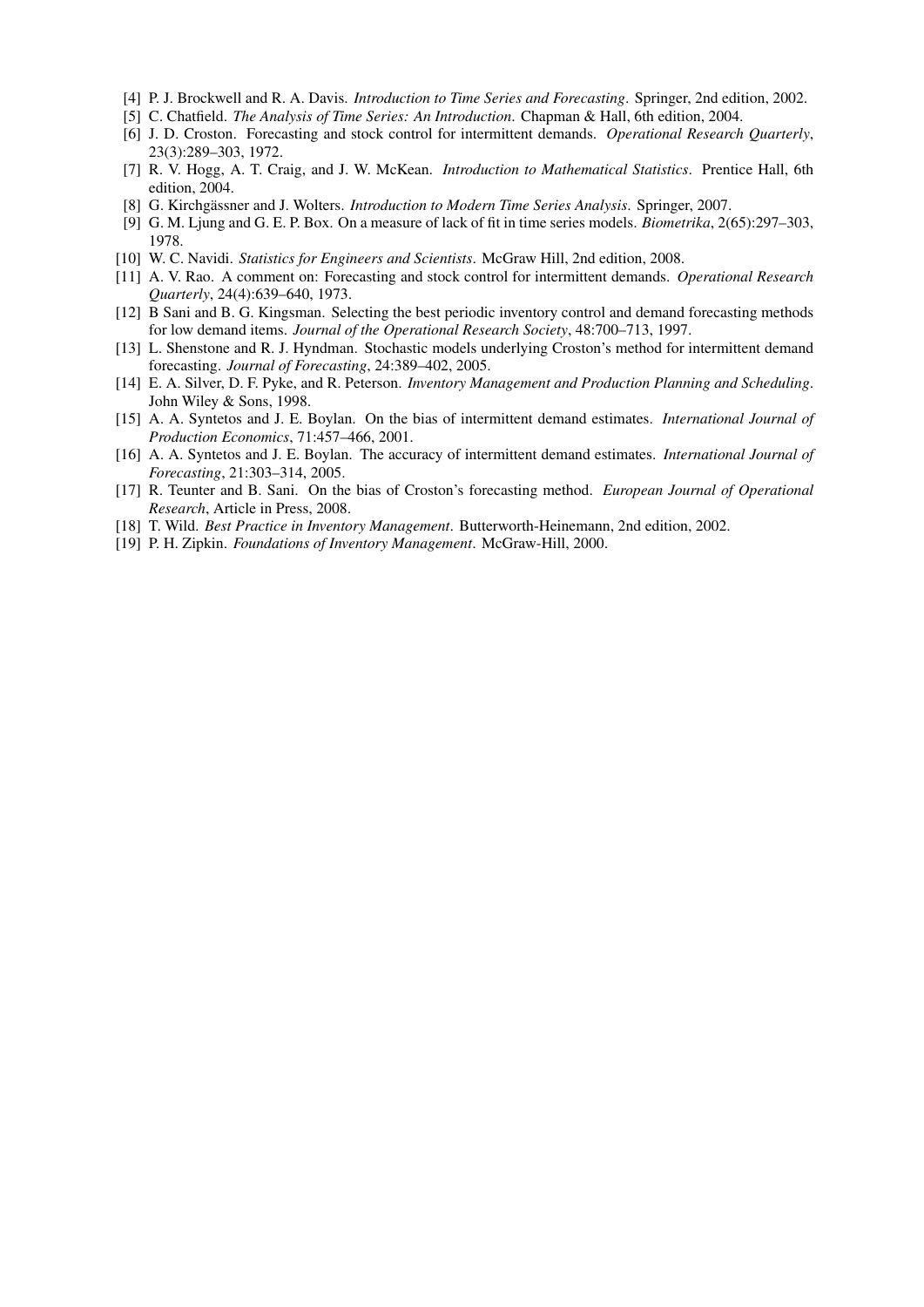[4] P. J. Brockwell and R. A. Davis. *Introduction to Time Series and Forecasting*. Springer, 2nd edition, 2002.

[5] C. Chatfield. *The Analysis of Time Series: An Introduction*. Chapman & Hall, 6th edition, 2004.

[6] J. D. Croston. Forecasting and stock control for intermittent demands. *Operational Research Quarterly*, 23(3):289–303, 1972.

[7] R. V. Hogg, A. T. Craig, and J. W. McKean. *Introduction to Mathematical Statistics*. Prentice Hall, 6th edition, 2004.

[8] G. Kirchgässner and J. Wolters. *Introduction to Modern Time Series Analysis*. Springer, 2007.

[9] G. M. Ljung and G. E. P. Box. On a measure of lack of fit in time series models. *Biometrika*, 2(65):297–303, 1978.

[10] W. C. Navidi. *Statistics for Engineers and Scientists*. McGraw Hill, 2nd edition, 2008.

[11] A. V. Rao. A comment on: Forecasting and stock control for intermittent demands. *Operational Research Quarterly*, 24(4):639–640, 1973.

[12] B Sani and B. G. Kingsman. Selecting the best periodic inventory control and demand forecasting methods for low demand items. *Journal of the Operational Research Society*, 48:700–713, 1997.

[13] L. Shenstone and R. J. Hyndman. Stochastic models underlying Croston's method for intermittent demand forecasting. *Journal of Forecasting*, 24:389–402, 2005.

[14] E. A. Silver, D. F. Pyke, and R. Peterson. *Inventory Management and Production Planning and Scheduling*. John Wiley & Sons, 1998.

[15] A. A. Syntetos and J. E. Boylan. On the bias of intermittent demand estimates. *International Journal of Production Economics*, 71:457–466, 2001.

[16] A. A. Syntetos and J. E. Boylan. The accuracy of intermittent demand estimates. *International Journal of Forecasting*, 21:303–314, 2005.

[17] R. Teunter and B. Sani. On the bias of Croston's forecasting method. *European Journal of Operational Research*, Article in Press, 2008.

[18] T. Wild. *Best Practice in Inventory Management*. Butterworth-Heinemann, 2nd edition, 2002.

[19] P. H. Zipkin. *Foundations of Inventory Management*. McGraw-Hill, 2000.